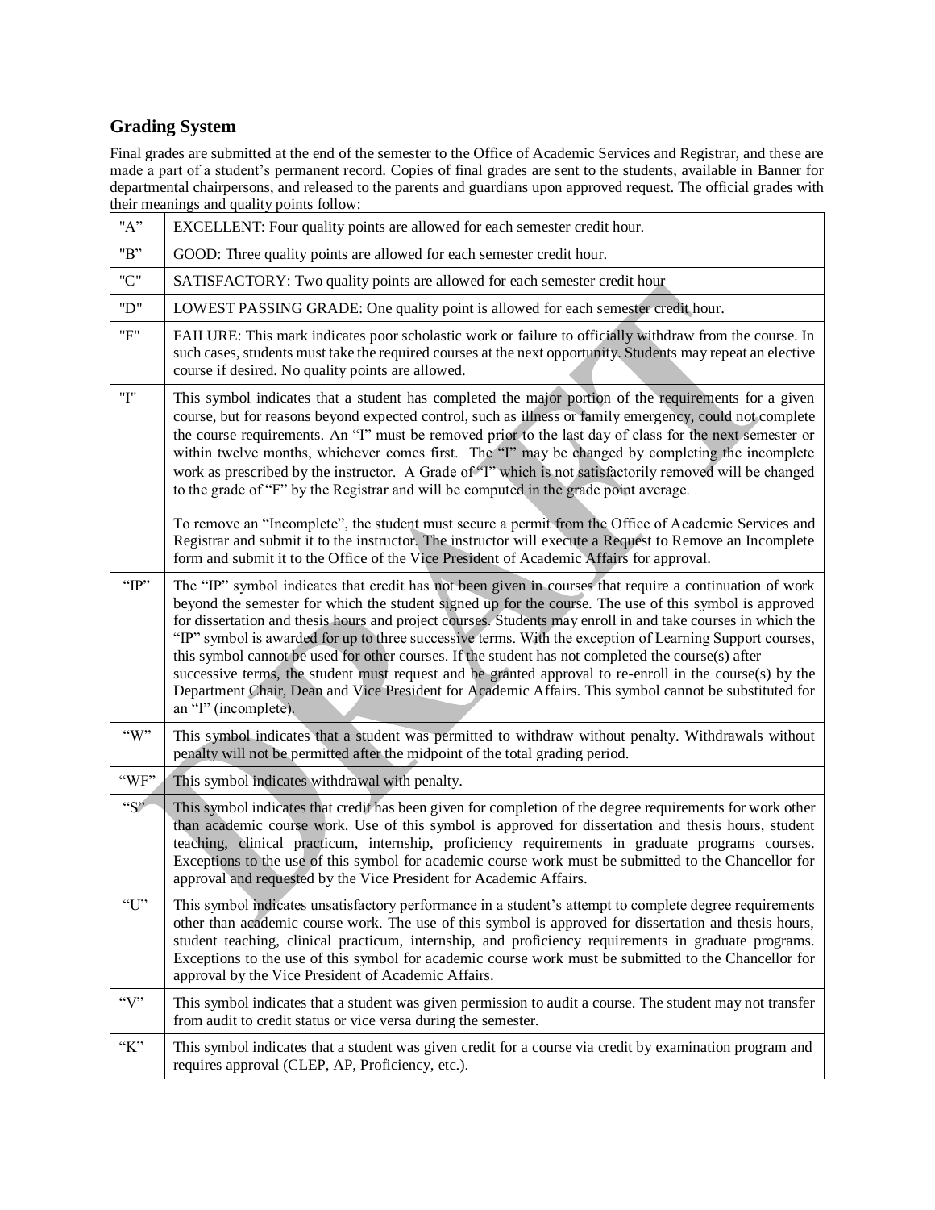## Grading System

Final grades are submitted at the end of the semester to the Office of Academic Services and Registrar, and these are made a part of a student's permanent record. Copies of final grades are sent to the students, available in Banner for departmental chairpersons, and released to the parents and guardians upon approved request. The official grades with their meanings and quality points follow:

| | |
|---|---|
| "A" | EXCELLENT: Four quality points are allowed for each semester credit hour. |
| "B" | GOOD: Three quality points are allowed for each semester credit hour. |
| "C" | SATISFACTORY: Two quality points are allowed for each semester credit hour |
| "D" | LOWEST PASSING GRADE: One quality point is allowed for each semester credit hour. |
| "F" | FAILURE: This mark indicates poor scholastic work or failure to officially withdraw from the course. In such cases, students must take the required courses at the next opportunity. Students may repeat an elective course if desired. No quality points are allowed. |
| "I" | This symbol indicates that a student has completed the major portion of the requirements for a given course, but for reasons beyond expected control, such as illness or family emergency, could not complete the course requirements. An "I" must be removed prior to the last day of class for the next semester or within twelve months, whichever comes first. The "I" may be changed by completing the incomplete work as prescribed by the instructor. A Grade of "I" which is not satisfactorily removed will be changed to the grade of "F" by the Registrar and will be computed in the grade point average.<br><br>To remove an "Incomplete", the student must secure a permit from the Office of Academic Services and Registrar and submit it to the instructor. The instructor will execute a Request to Remove an Incomplete form and submit it to the Office of the Vice President of Academic Affairs for approval. |
| "IP" | The "IP" symbol indicates that credit has not been given in courses that require a continuation of work beyond the semester for which the student signed up for the course. The use of this symbol is approved for dissertation and thesis hours and project courses. Students may enroll in and take courses in which the "IP" symbol is awarded for up to three successive terms. With the exception of Learning Support courses, this symbol cannot be used for other courses. If the student has not completed the course(s) after successive terms, the student must request and be granted approval to re-enroll in the course(s) by the Department Chair, Dean and Vice President for Academic Affairs. This symbol cannot be substituted for an "I" (incomplete). |
| "W" | This symbol indicates that a student was permitted to withdraw without penalty. Withdrawals without penalty will not be permitted after the midpoint of the total grading period. |
| "WF" | This symbol indicates withdrawal with penalty. |
| "S" | This symbol indicates that credit has been given for completion of the degree requirements for work other than academic course work. Use of this symbol is approved for dissertation and thesis hours, student teaching, clinical practicum, internship, proficiency requirements in graduate programs courses. Exceptions to the use of this symbol for academic course work must be submitted to the Chancellor for approval and requested by the Vice President for Academic Affairs. |
| "U" | This symbol indicates unsatisfactory performance in a student's attempt to complete degree requirements other than academic course work. The use of this symbol is approved for dissertation and thesis hours, student teaching, clinical practicum, internship, and proficiency requirements in graduate programs. Exceptions to the use of this symbol for academic course work must be submitted to the Chancellor for approval by the Vice President of Academic Affairs. |
| "V" | This symbol indicates that a student was given permission to audit a course. The student may not transfer from audit to credit status or vice versa during the semester. |
| "K" | This symbol indicates that a student was given credit for a course via credit by examination program and requires approval (CLEP, AP, Proficiency, etc.). |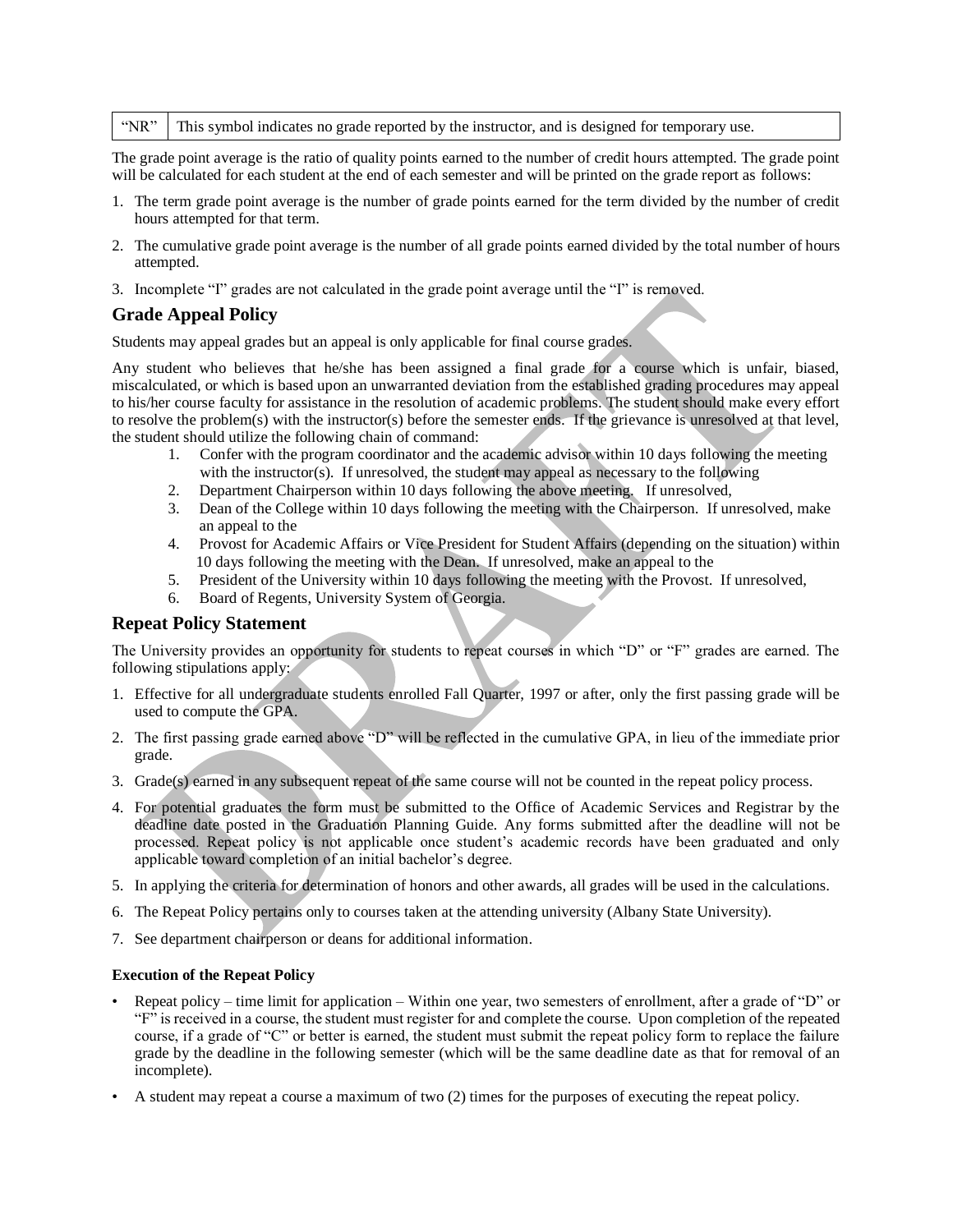| “NR” | This symbol indicates no grade reported by the instructor, and is designed for temporary use. |
|---|---|

The grade point average is the ratio of quality points earned to the number of credit hours attempted. The grade point will be calculated for each student at the end of each semester and will be printed on the grade report as follows:

1. The term grade point average is the number of grade points earned for the term divided by the number of credit hours attempted for that term.
2. The cumulative grade point average is the number of all grade points earned divided by the total number of hours attempted.
3. Incomplete “I” grades are not calculated in the grade point average until the “I” is removed.

## Grade Appeal Policy

Students may appeal grades but an appeal is only applicable for final course grades.

Any student who believes that he/she has been assigned a final grade for a course which is unfair, biased, miscalculated, or which is based upon an unwarranted deviation from the established grading procedures may appeal to his/her course faculty for assistance in the resolution of academic problems. The student should make every effort to resolve the problem(s) with the instructor(s) before the semester ends. If the grievance is unresolved at that level, the student should utilize the following chain of command:

1. Confer with the program coordinator and the academic advisor within 10 days following the meeting with the instructor(s). If unresolved, the student may appeal as necessary to the following
2. Department Chairperson within 10 days following the above meeting. If unresolved,
3. Dean of the College within 10 days following the meeting with the Chairperson. If unresolved, make an appeal to the
4. Provost for Academic Affairs or Vice President for Student Affairs (depending on the situation) within 10 days following the meeting with the Dean. If unresolved, make an appeal to the
5. President of the University within 10 days following the meeting with the Provost. If unresolved,
6. Board of Regents, University System of Georgia.

## Repeat Policy Statement

The University provides an opportunity for students to repeat courses in which “D” or “F” grades are earned. The following stipulations apply:

1. Effective for all undergraduate students enrolled Fall Quarter, 1997 or after, only the first passing grade will be used to compute the GPA.
2. The first passing grade earned above “D” will be reflected in the cumulative GPA, in lieu of the immediate prior grade.
3. Grade(s) earned in any subsequent repeat of the same course will not be counted in the repeat policy process.
4. For potential graduates the form must be submitted to the Office of Academic Services and Registrar by the deadline date posted in the Graduation Planning Guide. Any forms submitted after the deadline will not be processed. Repeat policy is not applicable once student’s academic records have been graduated and only applicable toward completion of an initial bachelor’s degree.
5. In applying the criteria for determination of honors and other awards, all grades will be used in the calculations.
6. The Repeat Policy pertains only to courses taken at the attending university (Albany State University).
7. See department chairperson or deans for additional information.

**Execution of the Repeat Policy**

- Repeat policy – time limit for application – Within one year, two semesters of enrollment, after a grade of “D” or “F” is received in a course, the student must register for and complete the course. Upon completion of the repeated course, if a grade of “C” or better is earned, the student must submit the repeat policy form to replace the failure grade by the deadline in the following semester (which will be the same deadline date as that for removal of an incomplete).
- A student may repeat a course a maximum of two (2) times for the purposes of executing the repeat policy.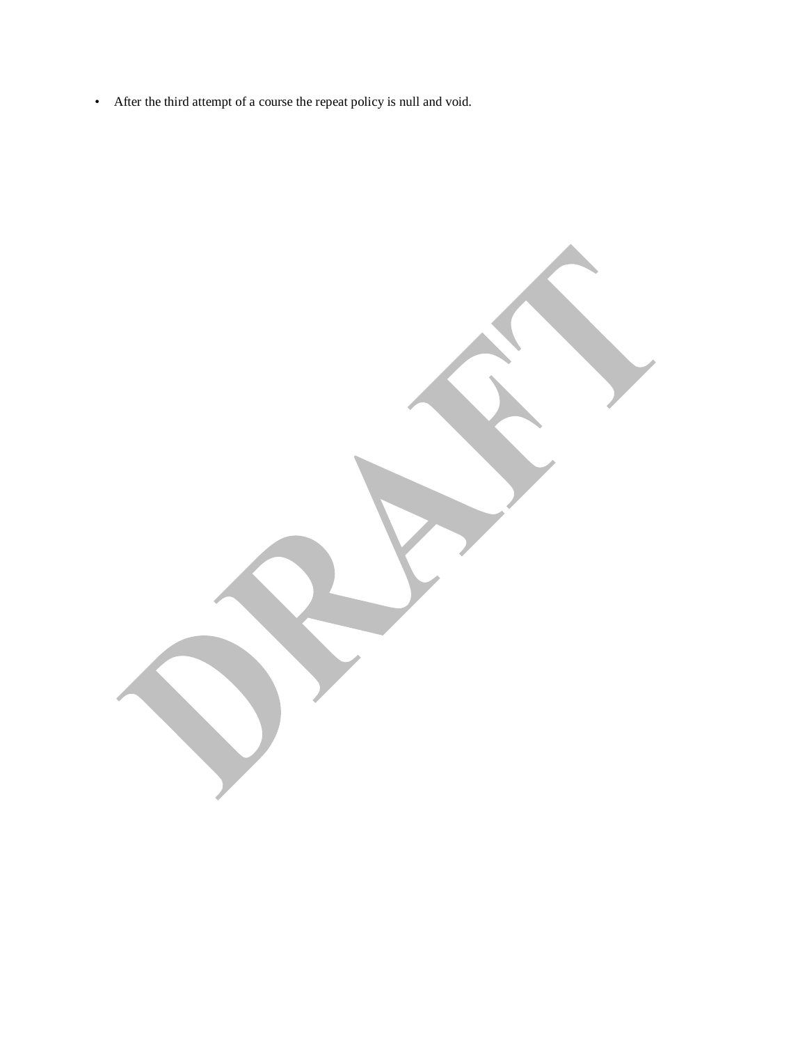- After the third attempt of a course the repeat policy is null and void.